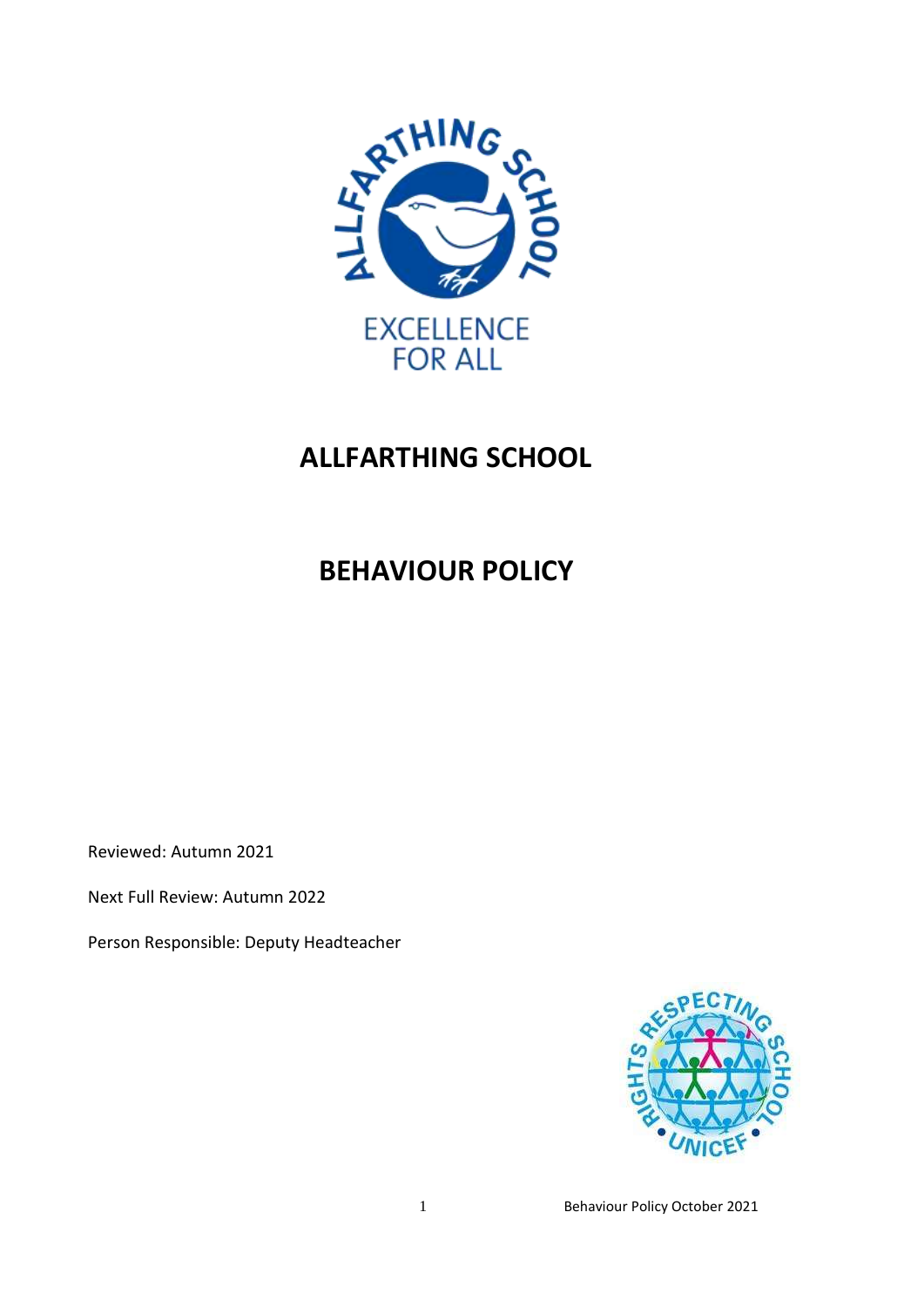# ALLFARTHING SCHOOL

# BEHAVIOUR POLICY

Reviewed: Autumn 2021

Next Full Review: Autumn 2022

Person Responsible: Deputy Headteacher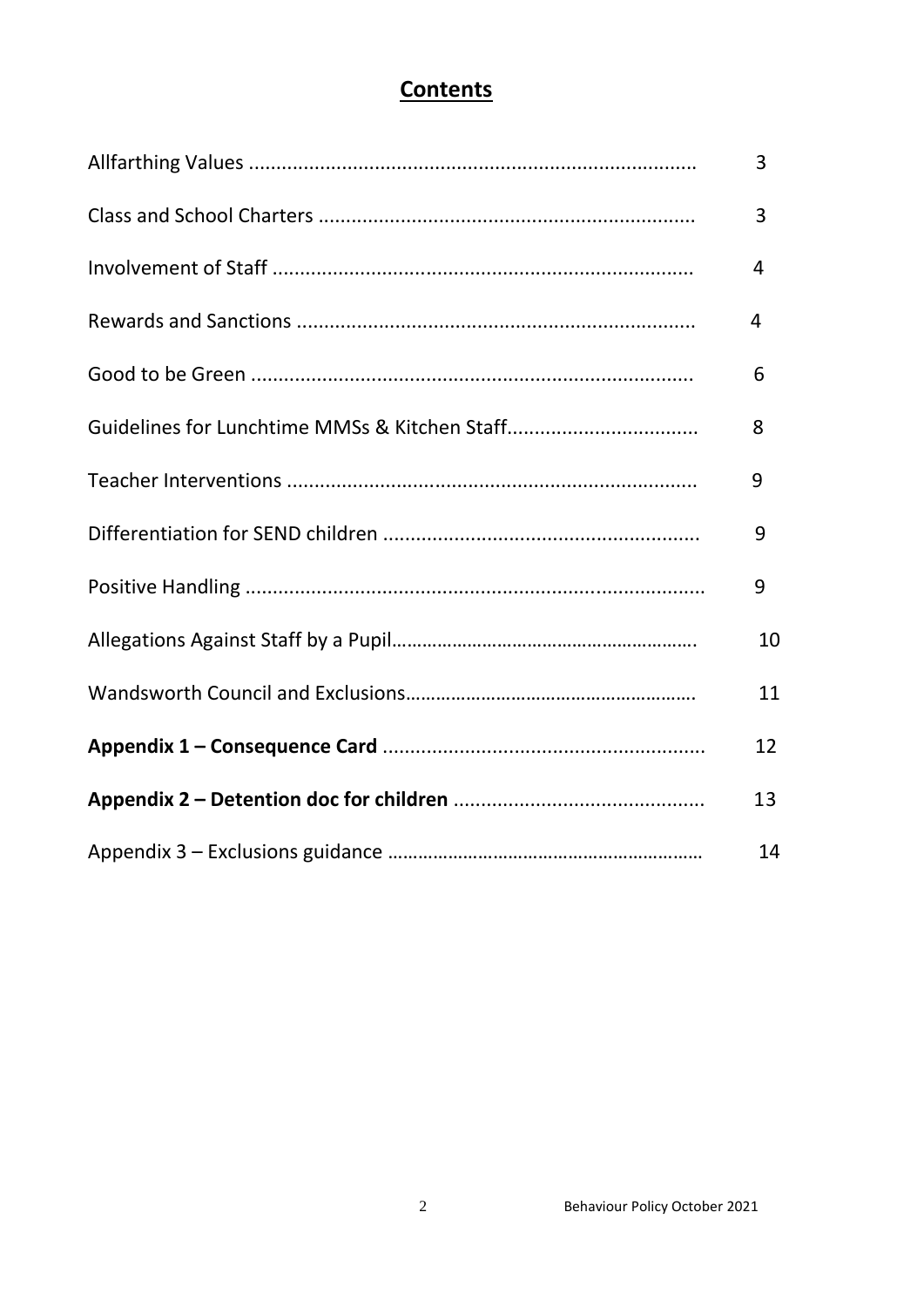# **Contents**

| | |
|---|---|
| Allfarthing Values | 3 |
| Class and School Charters | 3 |
| Involvement of Staff | 4 |
| Rewards and Sanctions | 4 |
| Good to be Green | 6 |
| Guidelines for Lunchtime MMSs & Kitchen Staff | 8 |
| Teacher Interventions | 9 |
| Differentiation for SEND children | 9 |
| Positive Handling | 9 |
| Allegations Against Staff by a Pupil | 10 |
| Wandsworth Council and Exclusions | 11 |
| **Appendix 1 – Consequence Card** | 12 |
| **Appendix 2 – Detention doc for children** | 13 |
| Appendix 3 – Exclusions guidance | 14 |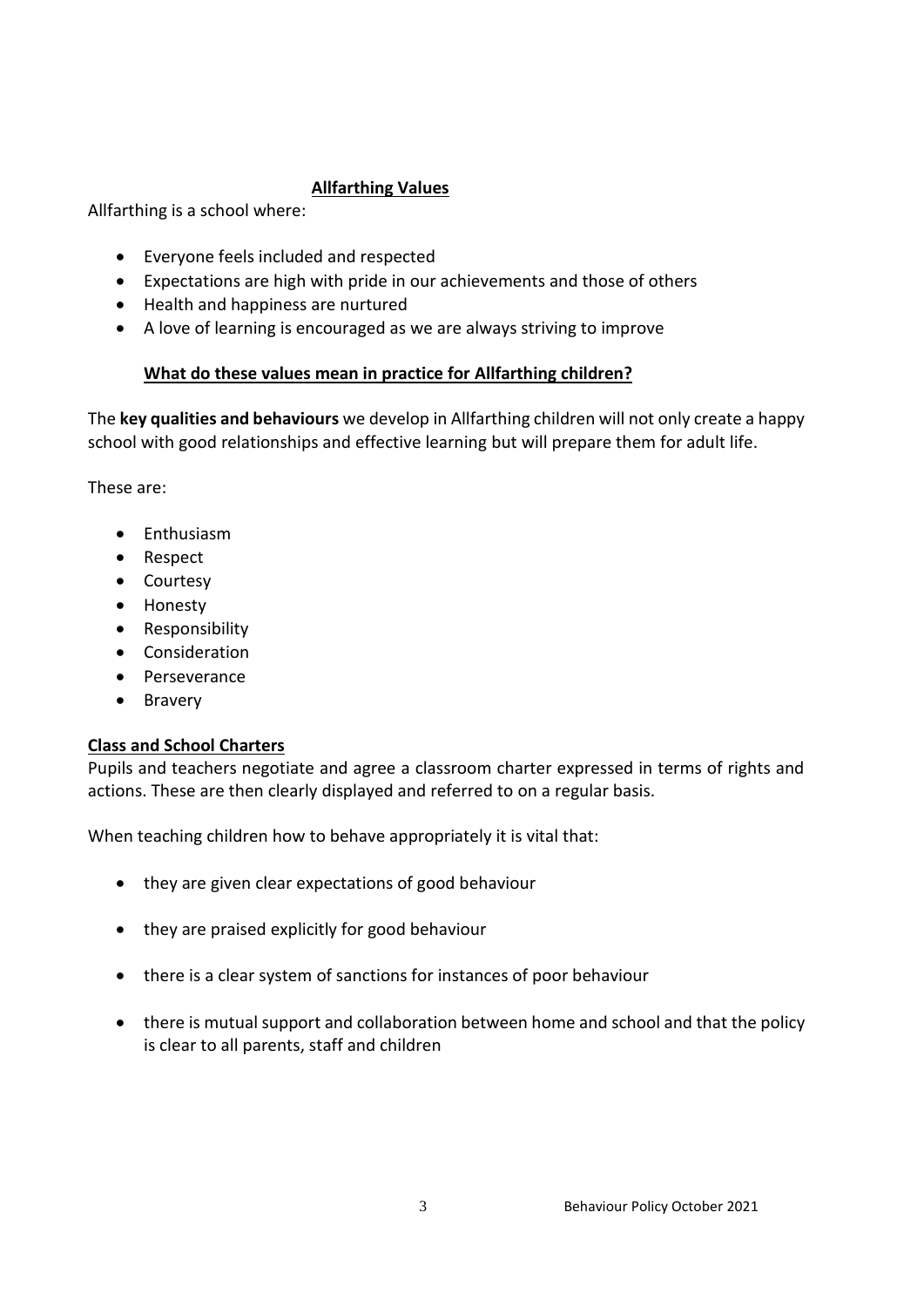## Allfarthing Values

Allfarthing is a school where:

- Everyone feels included and respected
- Expectations are high with pride in our achievements and those of others
- Health and happiness are nurtured
- A love of learning is encouraged as we are always striving to improve

### What do these values mean in practice for Allfarthing children?

The **key qualities and behaviours** we develop in Allfarthing children will not only create a happy school with good relationships and effective learning but will prepare them for adult life.

These are:

- Enthusiasm
- Respect
- Courtesy
- Honesty
- Responsibility
- Consideration
- Perseverance
- Bravery

### Class and School Charters

Pupils and teachers negotiate and agree a classroom charter expressed in terms of rights and actions. These are then clearly displayed and referred to on a regular basis.

When teaching children how to behave appropriately it is vital that:

- they are given clear expectations of good behaviour
- they are praised explicitly for good behaviour
- there is a clear system of sanctions for instances of poor behaviour
- there is mutual support and collaboration between home and school and that the policy is clear to all parents, staff and children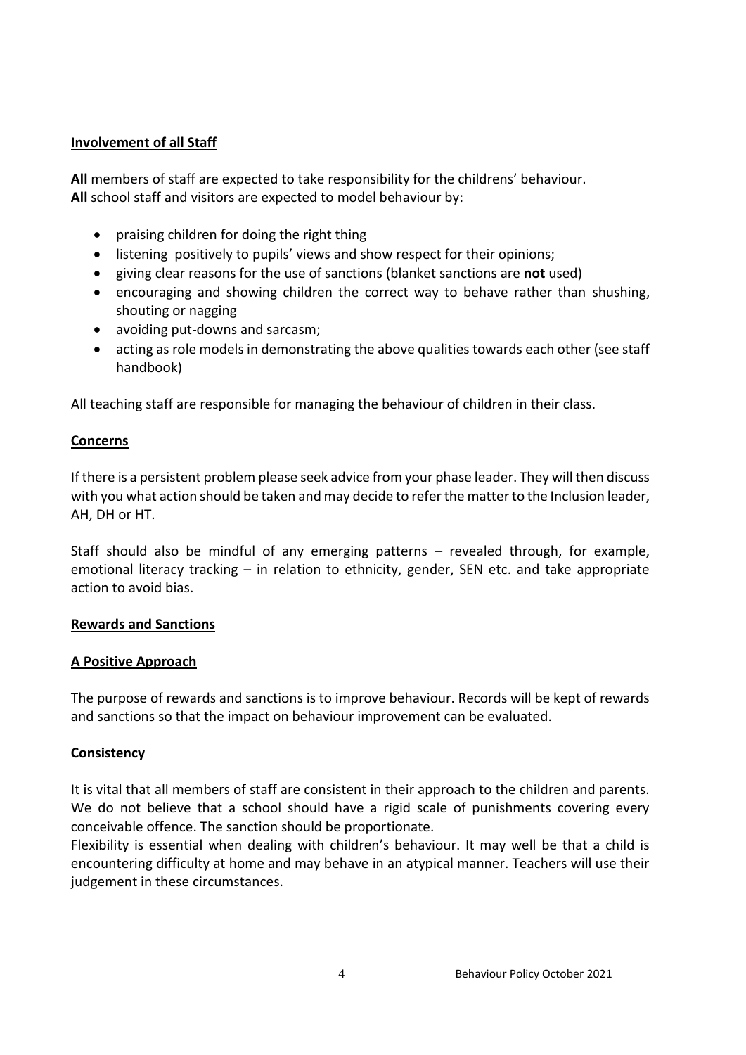## Involvement of all Staff

**All** members of staff are expected to take responsibility for the childrens' behaviour.
**All** school staff and visitors are expected to model behaviour by:

- praising children for doing the right thing
- listening positively to pupils' views and show respect for their opinions;
- giving clear reasons for the use of sanctions (blanket sanctions are **not** used)
- encouraging and showing children the correct way to behave rather than shushing, shouting or nagging
- avoiding put-downs and sarcasm;
- acting as role models in demonstrating the above qualities towards each other (see staff handbook)

All teaching staff are responsible for managing the behaviour of children in their class.

## Concerns

If there is a persistent problem please seek advice from your phase leader. They will then discuss with you what action should be taken and may decide to refer the matter to the Inclusion leader, AH, DH or HT.

Staff should also be mindful of any emerging patterns – revealed through, for example, emotional literacy tracking – in relation to ethnicity, gender, SEN etc. and take appropriate action to avoid bias.

## Rewards and Sanctions

## A Positive Approach

The purpose of rewards and sanctions is to improve behaviour. Records will be kept of rewards and sanctions so that the impact on behaviour improvement can be evaluated.

## Consistency

It is vital that all members of staff are consistent in their approach to the children and parents. We do not believe that a school should have a rigid scale of punishments covering every conceivable offence. The sanction should be proportionate.
Flexibility is essential when dealing with children's behaviour. It may well be that a child is encountering difficulty at home and may behave in an atypical manner. Teachers will use their judgement in these circumstances.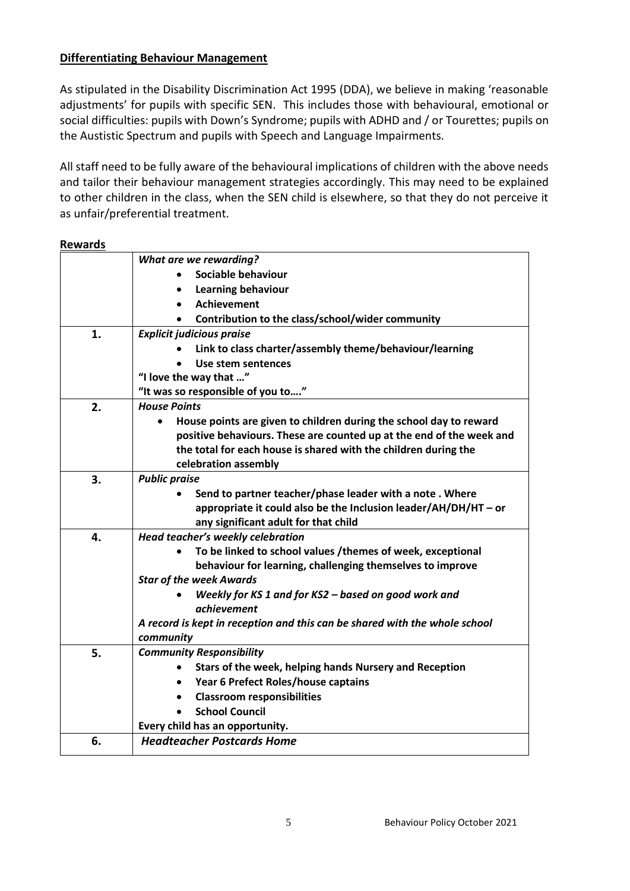## **Differentiating Behaviour Management**

As stipulated in the Disability Discrimination Act 1995 (DDA), we believe in making 'reasonable adjustments' for pupils with specific SEN. This includes those with behavioural, emotional or social difficulties: pupils with Down's Syndrome; pupils with ADHD and / or Tourettes; pupils on the Austistic Spectrum and pupils with Speech and Language Impairments.

All staff need to be fully aware of the behavioural implications of children with the above needs and tailor their behaviour management strategies accordingly. This may need to be explained to other children in the class, when the SEN child is elsewhere, so that they do not perceive it as unfair/preferential treatment.

## **Rewards**

| | ***What are we rewarding?***<br>• **Sociable behaviour**<br>• **Learning behaviour**<br>• **Achievement**<br>• **Contribution to the class/school/wider community** |
|---|---|
| **1.** | ***Explicit judicious praise***<br>• **Link to class charter/assembly theme/behaviour/learning**<br>• **Use stem sentences**<br>**"I love the way that …"**<br>**"It was so responsible of you to…."** |
| **2.** | ***House Points***<br>• **House points are given to children during the school day to reward positive behaviours. These are counted up at the end of the week and the total for each house is shared with the children during the celebration assembly** |
| **3.** | ***Public praise***<br>• **Send to partner teacher/phase leader with a note . Where appropriate it could also be the Inclusion leader/AH/DH/HT – or any significant adult for that child** |
| **4.** | ***Head teacher's weekly celebration***<br>• **To be linked to school values /themes of week, exceptional behaviour for learning, challenging themselves to improve**<br>***Star of the week Awards***<br>• ***Weekly for KS 1 and for KS2 – based on good work and achievement***<br>***A record is kept in reception and this can be shared with the whole school community*** |
| **5.** | ***Community Responsibility***<br>• **Stars of the week, helping hands Nursery and Reception**<br>• **Year 6 Prefect Roles/house captains**<br>• **Classroom responsibilities**<br>• **School Council**<br>**Every child has an opportunity.** |
| **6.** | ***Headteacher Postcards Home*** |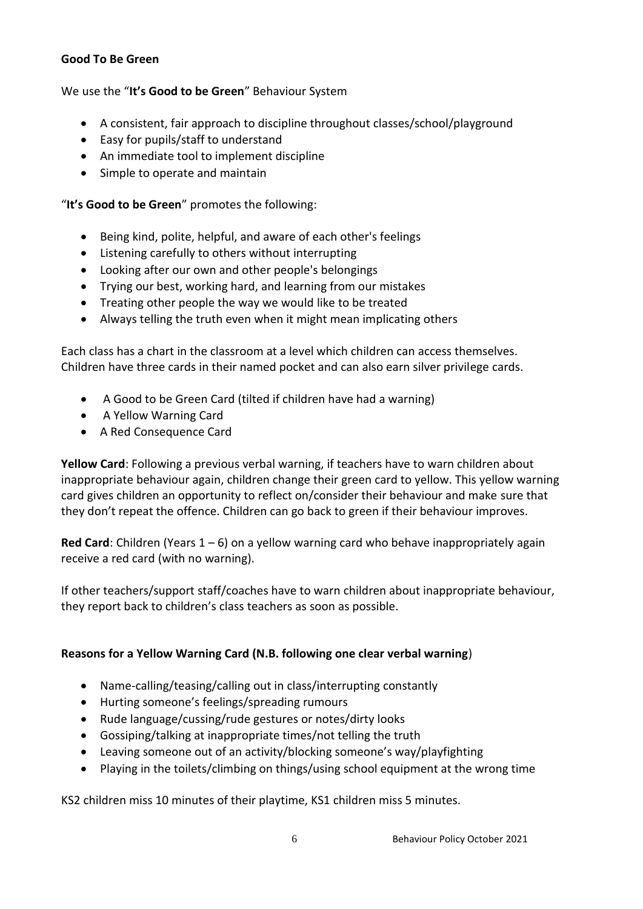**Good To Be Green**

We use the "**It's Good to be Green**" Behaviour System

- A consistent, fair approach to discipline throughout classes/school/playground
- Easy for pupils/staff to understand
- An immediate tool to implement discipline
- Simple to operate and maintain

"**It's Good to be Green**" promotes the following:

- Being kind, polite, helpful, and aware of each other's feelings
- Listening carefully to others without interrupting
- Looking after our own and other people's belongings
- Trying our best, working hard, and learning from our mistakes
- Treating other people the way we would like to be treated
- Always telling the truth even when it might mean implicating others

Each class has a chart in the classroom at a level which children can access themselves. Children have three cards in their named pocket and can also earn silver privilege cards.

- A Good to be Green Card (tilted if children have had a warning)
- A Yellow Warning Card
- A Red Consequence Card

**Yellow Card**: Following a previous verbal warning, if teachers have to warn children about inappropriate behaviour again, children change their green card to yellow. This yellow warning card gives children an opportunity to reflect on/consider their behaviour and make sure that they don't repeat the offence. Children can go back to green if their behaviour improves.

**Red Card**: Children (Years 1 – 6) on a yellow warning card who behave inappropriately again receive a red card (with no warning).

If other teachers/support staff/coaches have to warn children about inappropriate behaviour, they report back to children's class teachers as soon as possible.

**Reasons for a Yellow Warning Card (N.B. following one clear verbal warning**)

- Name-calling/teasing/calling out in class/interrupting constantly
- Hurting someone's feelings/spreading rumours
- Rude language/cussing/rude gestures or notes/dirty looks
- Gossiping/talking at inappropriate times/not telling the truth
- Leaving someone out of an activity/blocking someone's way/playfighting
- Playing in the toilets/climbing on things/using school equipment at the wrong time

KS2 children miss 10 minutes of their playtime, KS1 children miss 5 minutes.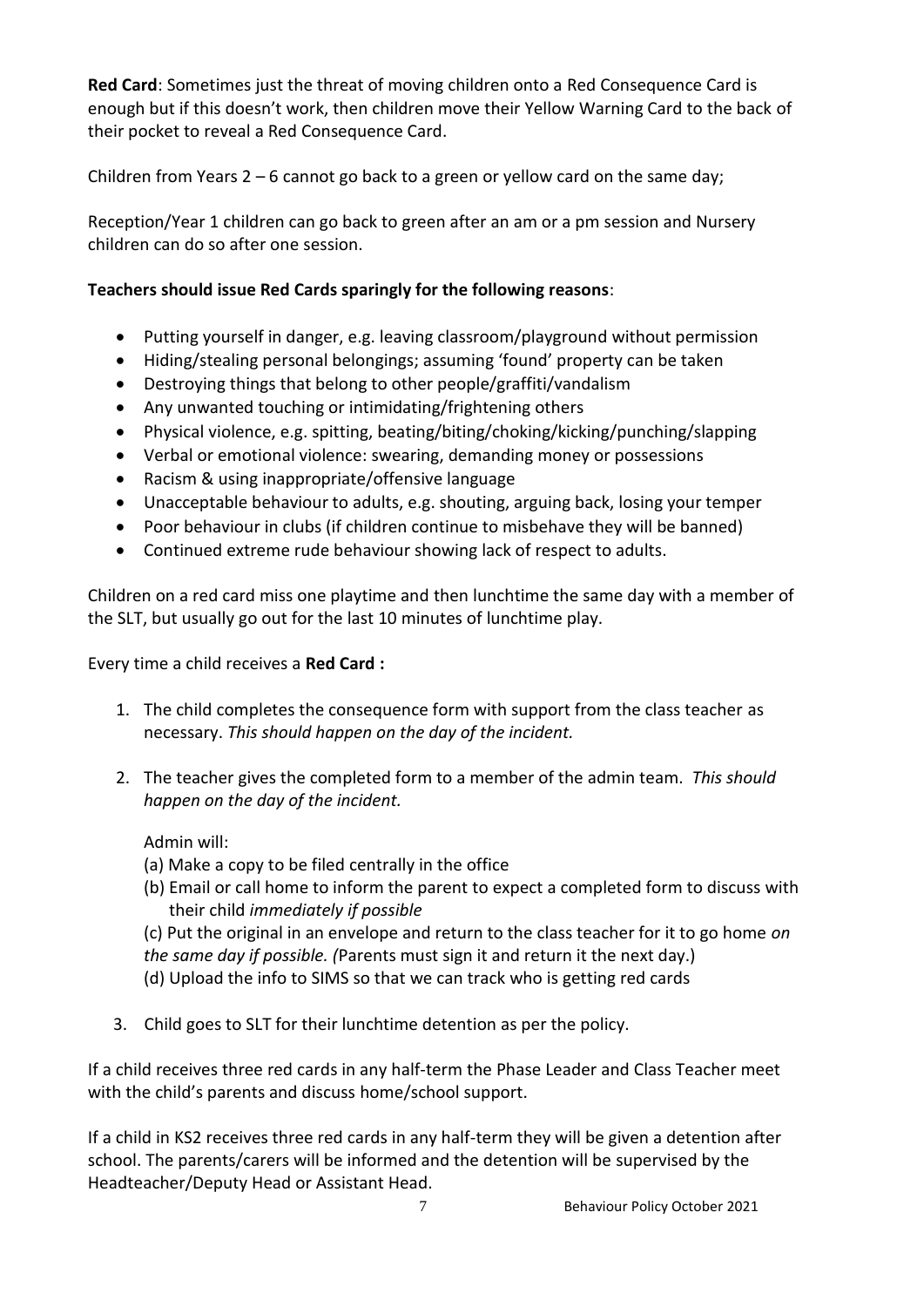**Red Card**: Sometimes just the threat of moving children onto a Red Consequence Card is enough but if this doesn't work, then children move their Yellow Warning Card to the back of their pocket to reveal a Red Consequence Card.

Children from Years 2 – 6 cannot go back to a green or yellow card on the same day;

Reception/Year 1 children can go back to green after an am or a pm session and Nursery children can do so after one session.

**Teachers should issue Red Cards sparingly for the following reasons**:

- Putting yourself in danger, e.g. leaving classroom/playground without permission
- Hiding/stealing personal belongings; assuming 'found' property can be taken
- Destroying things that belong to other people/graffiti/vandalism
- Any unwanted touching or intimidating/frightening others
- Physical violence, e.g. spitting, beating/biting/choking/kicking/punching/slapping
- Verbal or emotional violence: swearing, demanding money or possessions
- Racism & using inappropriate/offensive language
- Unacceptable behaviour to adults, e.g. shouting, arguing back, losing your temper
- Poor behaviour in clubs (if children continue to misbehave they will be banned)
- Continued extreme rude behaviour showing lack of respect to adults.

Children on a red card miss one playtime and then lunchtime the same day with a member of the SLT, but usually go out for the last 10 minutes of lunchtime play.

Every time a child receives a **Red Card :**

1. The child completes the consequence form with support from the class teacher as necessary. *This should happen on the day of the incident.*
2. The teacher gives the completed form to a member of the admin team. *This should happen on the day of the incident.*

   Admin will:
   (a) Make a copy to be filed centrally in the office
   (b) Email or call home to inform the parent to expect a completed form to discuss with their child *immediately if possible*
   (c) Put the original in an envelope and return to the class teacher for it to go home *on the same day if possible. (*Parents must sign it and return it the next day.)
   (d) Upload the info to SIMS so that we can track who is getting red cards
3. Child goes to SLT for their lunchtime detention as per the policy.

If a child receives three red cards in any half-term the Phase Leader and Class Teacher meet with the child's parents and discuss home/school support.

If a child in KS2 receives three red cards in any half-term they will be given a detention after school. The parents/carers will be informed and the detention will be supervised by the Headteacher/Deputy Head or Assistant Head.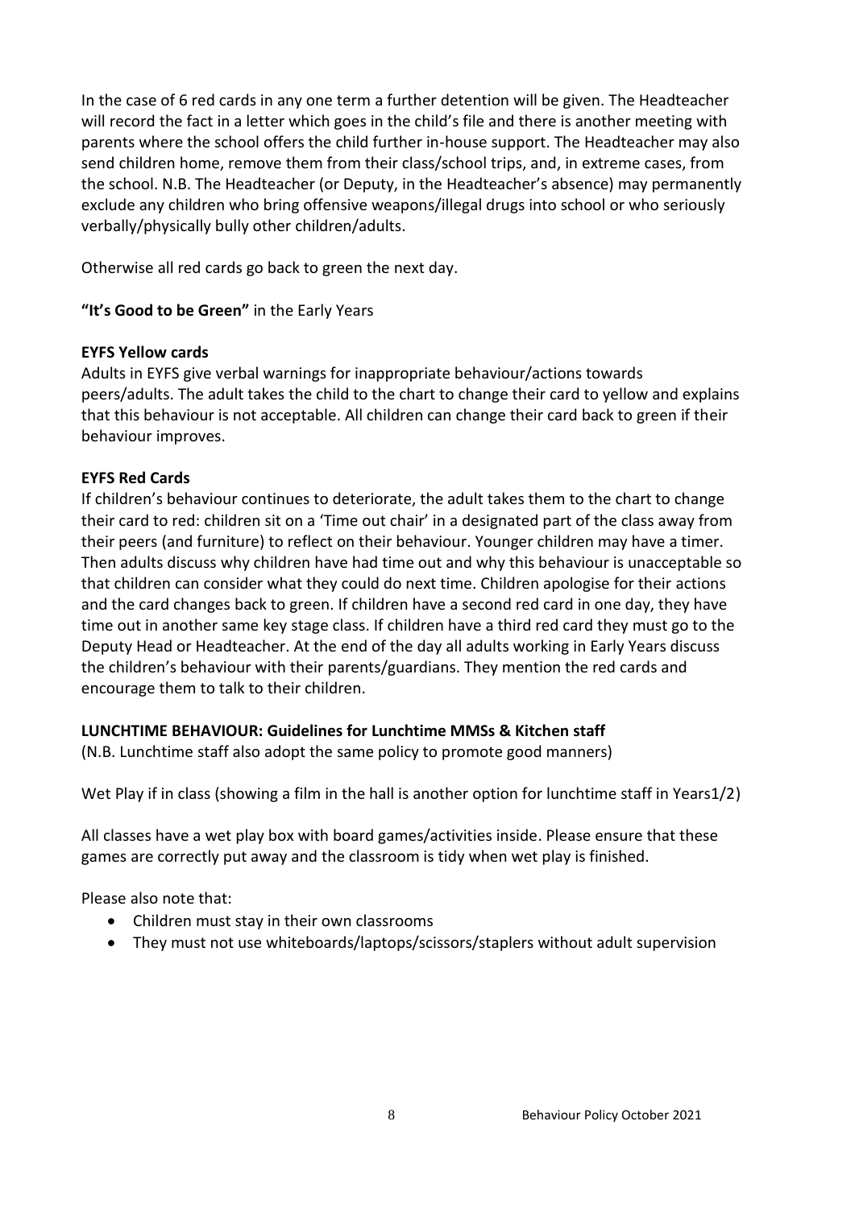In the case of 6 red cards in any one term a further detention will be given. The Headteacher will record the fact in a letter which goes in the child's file and there is another meeting with parents where the school offers the child further in-house support. The Headteacher may also send children home, remove them from their class/school trips, and, in extreme cases, from the school. N.B. The Headteacher (or Deputy, in the Headteacher's absence) may permanently exclude any children who bring offensive weapons/illegal drugs into school or who seriously verbally/physically bully other children/adults.

Otherwise all red cards go back to green the next day.

**"It's Good to be Green"** in the Early Years

**EYFS Yellow cards**

Adults in EYFS give verbal warnings for inappropriate behaviour/actions towards peers/adults. The adult takes the child to the chart to change their card to yellow and explains that this behaviour is not acceptable. All children can change their card back to green if their behaviour improves.

**EYFS Red Cards**

If children's behaviour continues to deteriorate, the adult takes them to the chart to change their card to red: children sit on a 'Time out chair' in a designated part of the class away from their peers (and furniture) to reflect on their behaviour. Younger children may have a timer. Then adults discuss why children have had time out and why this behaviour is unacceptable so that children can consider what they could do next time. Children apologise for their actions and the card changes back to green. If children have a second red card in one day, they have time out in another same key stage class. If children have a third red card they must go to the Deputy Head or Headteacher. At the end of the day all adults working in Early Years discuss the children's behaviour with their parents/guardians. They mention the red cards and encourage them to talk to their children.

**LUNCHTIME BEHAVIOUR: Guidelines for Lunchtime MMSs & Kitchen staff**

(N.B. Lunchtime staff also adopt the same policy to promote good manners)

Wet Play if in class (showing a film in the hall is another option for lunchtime staff in Years1/2)

All classes have a wet play box with board games/activities inside. Please ensure that these games are correctly put away and the classroom is tidy when wet play is finished.

Please also note that:

- Children must stay in their own classrooms
- They must not use whiteboards/laptops/scissors/staplers without adult supervision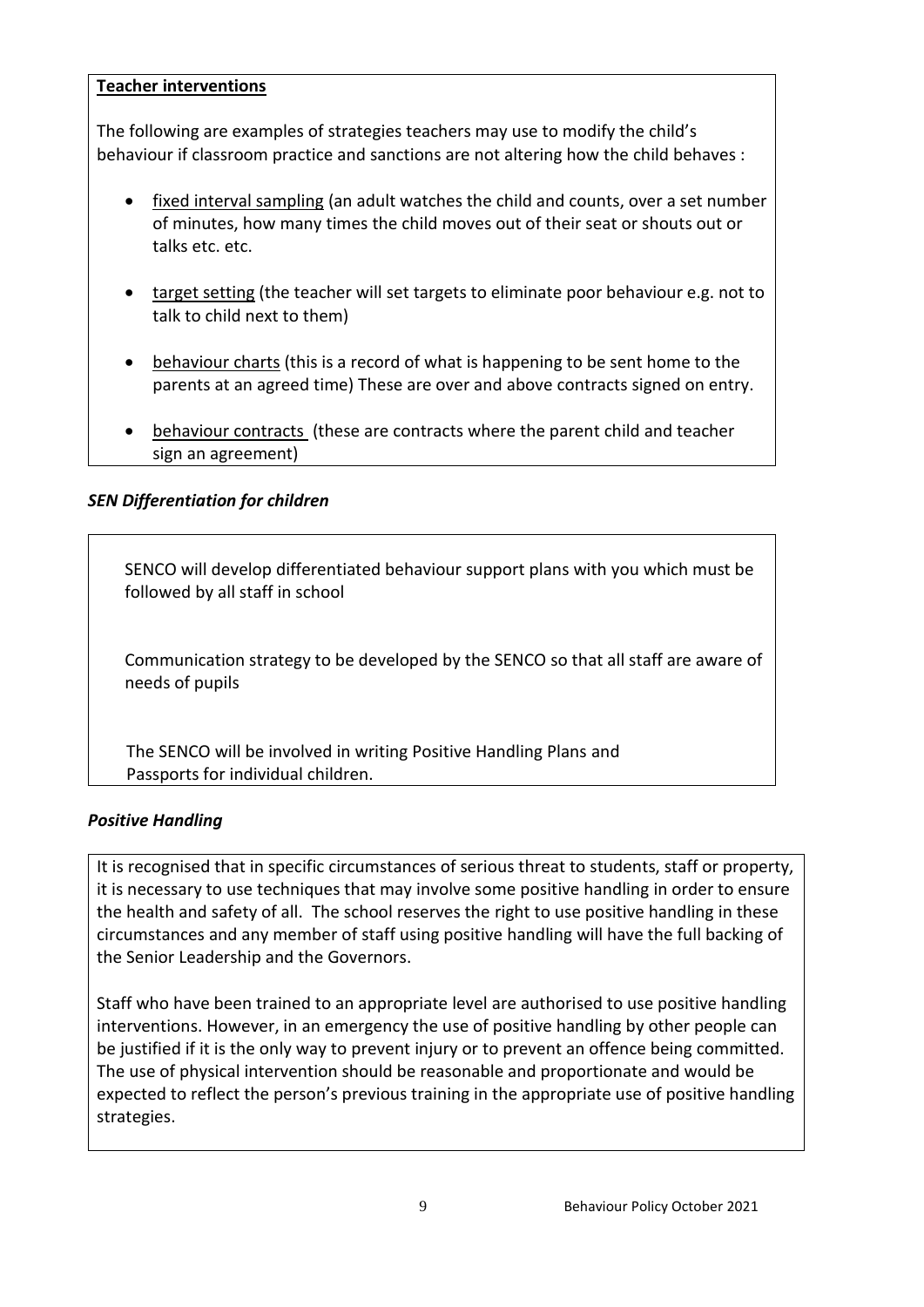**Teacher interventions**

The following are examples of strategies teachers may use to modify the child's behaviour if classroom practice and sanctions are not altering how the child behaves :

- fixed interval sampling (an adult watches the child and counts, over a set number of minutes, how many times the child moves out of their seat or shouts out or talks etc. etc.
- target setting (the teacher will set targets to eliminate poor behaviour e.g. not to talk to child next to them)
- behaviour charts (this is a record of what is happening to be sent home to the parents at an agreed time) These are over and above contracts signed on entry.
- behaviour contracts (these are contracts where the parent child and teacher sign an agreement)

***SEN Differentiation for children***

SENCO will develop differentiated behaviour support plans with you which must be followed by all staff in school

Communication strategy to be developed by the SENCO so that all staff are aware of needs of pupils

The SENCO will be involved in writing Positive Handling Plans and Passports for individual children.

***Positive Handling***

It is recognised that in specific circumstances of serious threat to students, staff or property, it is necessary to use techniques that may involve some positive handling in order to ensure the health and safety of all. The school reserves the right to use positive handling in these circumstances and any member of staff using positive handling will have the full backing of the Senior Leadership and the Governors.

Staff who have been trained to an appropriate level are authorised to use positive handling interventions. However, in an emergency the use of positive handling by other people can be justified if it is the only way to prevent injury or to prevent an offence being committed. The use of physical intervention should be reasonable and proportionate and would be expected to reflect the person's previous training in the appropriate use of positive handling strategies.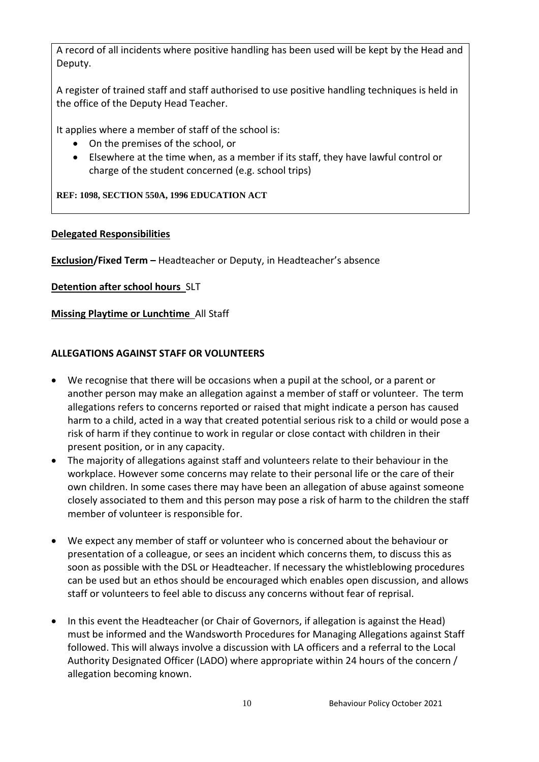A record of all incidents where positive handling has been used will be kept by the Head and Deputy.

A register of trained staff and staff authorised to use positive handling techniques is held in the office of the Deputy Head Teacher.

It applies where a member of staff of the school is:

- On the premises of the school, or
- Elsewhere at the time when, as a member if its staff, they have lawful control or charge of the student concerned (e.g. school trips)

**REF: 1098, SECTION 550A, 1996 EDUCATION ACT**

**Delegated Responsibilities**

**Exclusion/Fixed Term –** Headteacher or Deputy, in Headteacher's absence

**Detention after school hours** SLT

**Missing Playtime or Lunchtime** All Staff

**ALLEGATIONS AGAINST STAFF OR VOLUNTEERS**

- We recognise that there will be occasions when a pupil at the school, or a parent or another person may make an allegation against a member of staff or volunteer. The term allegations refers to concerns reported or raised that might indicate a person has caused harm to a child, acted in a way that created potential serious risk to a child or would pose a risk of harm if they continue to work in regular or close contact with children in their present position, or in any capacity.
- The majority of allegations against staff and volunteers relate to their behaviour in the workplace. However some concerns may relate to their personal life or the care of their own children. In some cases there may have been an allegation of abuse against someone closely associated to them and this person may pose a risk of harm to the children the staff member of volunteer is responsible for.
- We expect any member of staff or volunteer who is concerned about the behaviour or presentation of a colleague, or sees an incident which concerns them, to discuss this as soon as possible with the DSL or Headteacher. If necessary the whistleblowing procedures can be used but an ethos should be encouraged which enables open discussion, and allows staff or volunteers to feel able to discuss any concerns without fear of reprisal.
- In this event the Headteacher (or Chair of Governors, if allegation is against the Head) must be informed and the Wandsworth Procedures for Managing Allegations against Staff followed. This will always involve a discussion with LA officers and a referral to the Local Authority Designated Officer (LADO) where appropriate within 24 hours of the concern / allegation becoming known.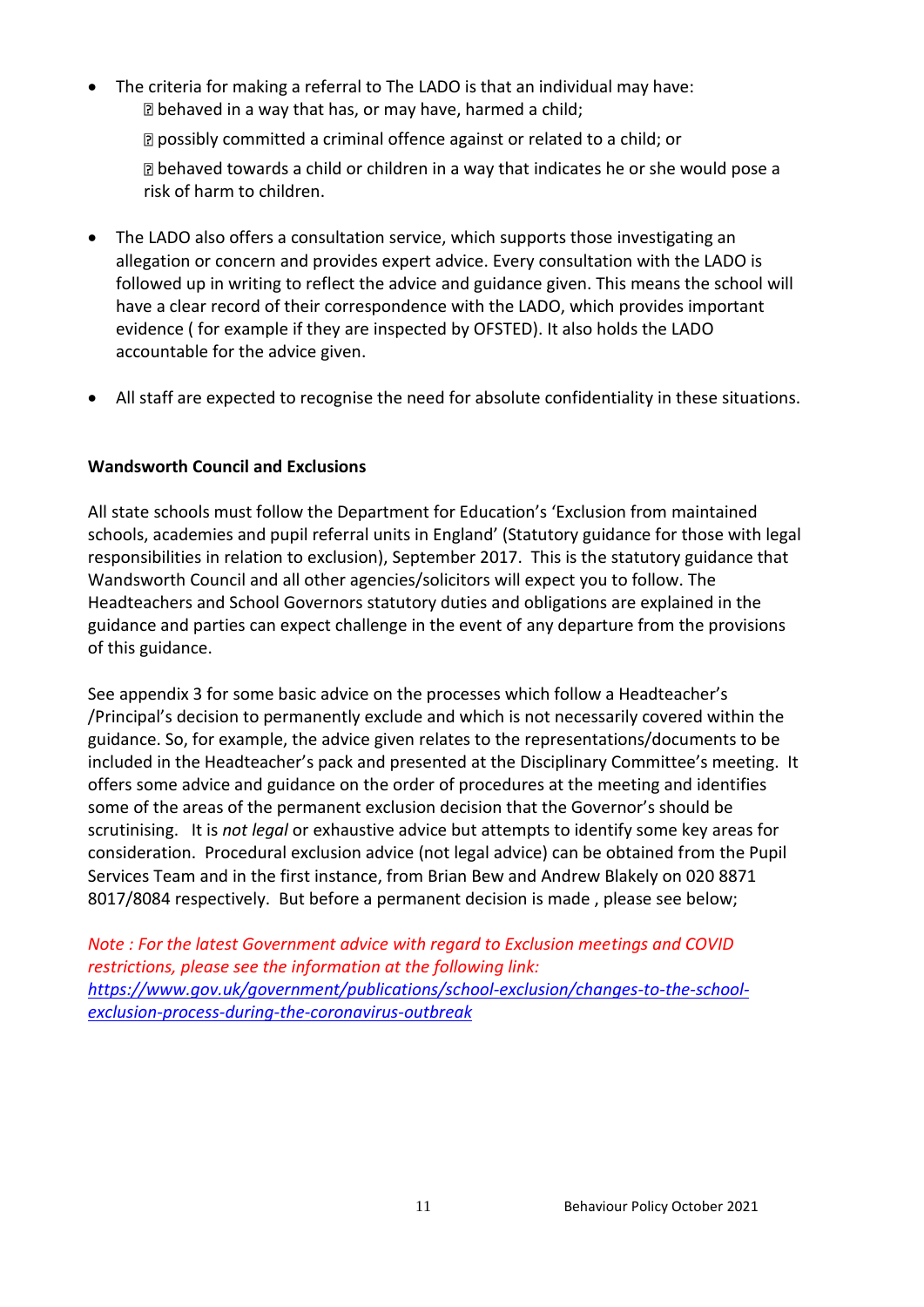- The criteria for making a referral to The LADO is that an individual may have:
  - behaved in a way that has, or may have, harmed a child;
  - possibly committed a criminal offence against or related to a child; or
  - behaved towards a child or children in a way that indicates he or she would pose a risk of harm to children.

- The LADO also offers a consultation service, which supports those investigating an allegation or concern and provides expert advice. Every consultation with the LADO is followed up in writing to reflect the advice and guidance given. This means the school will have a clear record of their correspondence with the LADO, which provides important evidence ( for example if they are inspected by OFSTED). It also holds the LADO accountable for the advice given.

- All staff are expected to recognise the need for absolute confidentiality in these situations.

**Wandsworth Council and Exclusions**

All state schools must follow the Department for Education's 'Exclusion from maintained schools, academies and pupil referral units in England' (Statutory guidance for those with legal responsibilities in relation to exclusion), September 2017. This is the statutory guidance that Wandsworth Council and all other agencies/solicitors will expect you to follow. The Headteachers and School Governors statutory duties and obligations are explained in the guidance and parties can expect challenge in the event of any departure from the provisions of this guidance.

See appendix 3 for some basic advice on the processes which follow a Headteacher's /Principal's decision to permanently exclude and which is not necessarily covered within the guidance. So, for example, the advice given relates to the representations/documents to be included in the Headteacher's pack and presented at the Disciplinary Committee's meeting. It offers some advice and guidance on the order of procedures at the meeting and identifies some of the areas of the permanent exclusion decision that the Governor's should be scrutinising. It is *not legal* or exhaustive advice but attempts to identify some key areas for consideration. Procedural exclusion advice (not legal advice) can be obtained from the Pupil Services Team and in the first instance, from Brian Bew and Andrew Blakely on 020 8871 8017/8084 respectively. But before a permanent decision is made , please see below;

*Note : For the latest Government advice with regard to Exclusion meetings and COVID restrictions, please see the information at the following link: https://www.gov.uk/government/publications/school-exclusion/changes-to-the-school-exclusion-process-during-the-coronavirus-outbreak*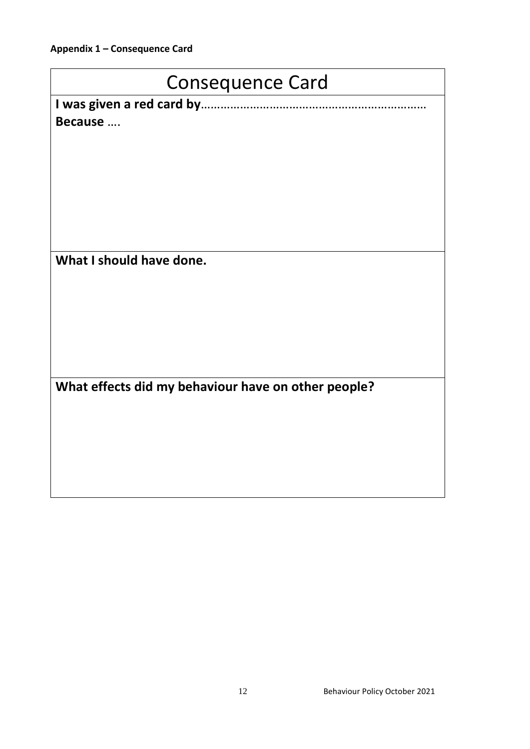**Appendix 1 – Consequence Card**

| Consequence Card |
| --- |
| **I was given a red card by**…………………………………………………………… **Because** …. |
| **What I should have done.** |
| **What effects did my behaviour have on other people?** |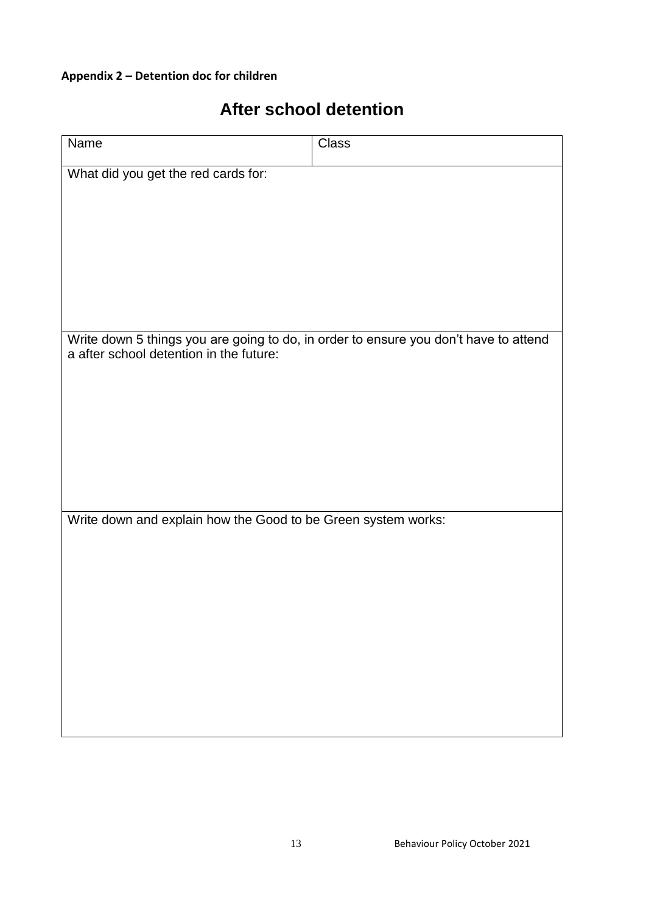**Appendix 2 – Detention doc for children**

# After school detention

| Name | Class |
| --- | --- |
| What did you get the red cards for: | |
| Write down 5 things you are going to do, in order to ensure you don't have to attend a after school detention in the future: | |
| Write down and explain how the Good to be Green system works: | |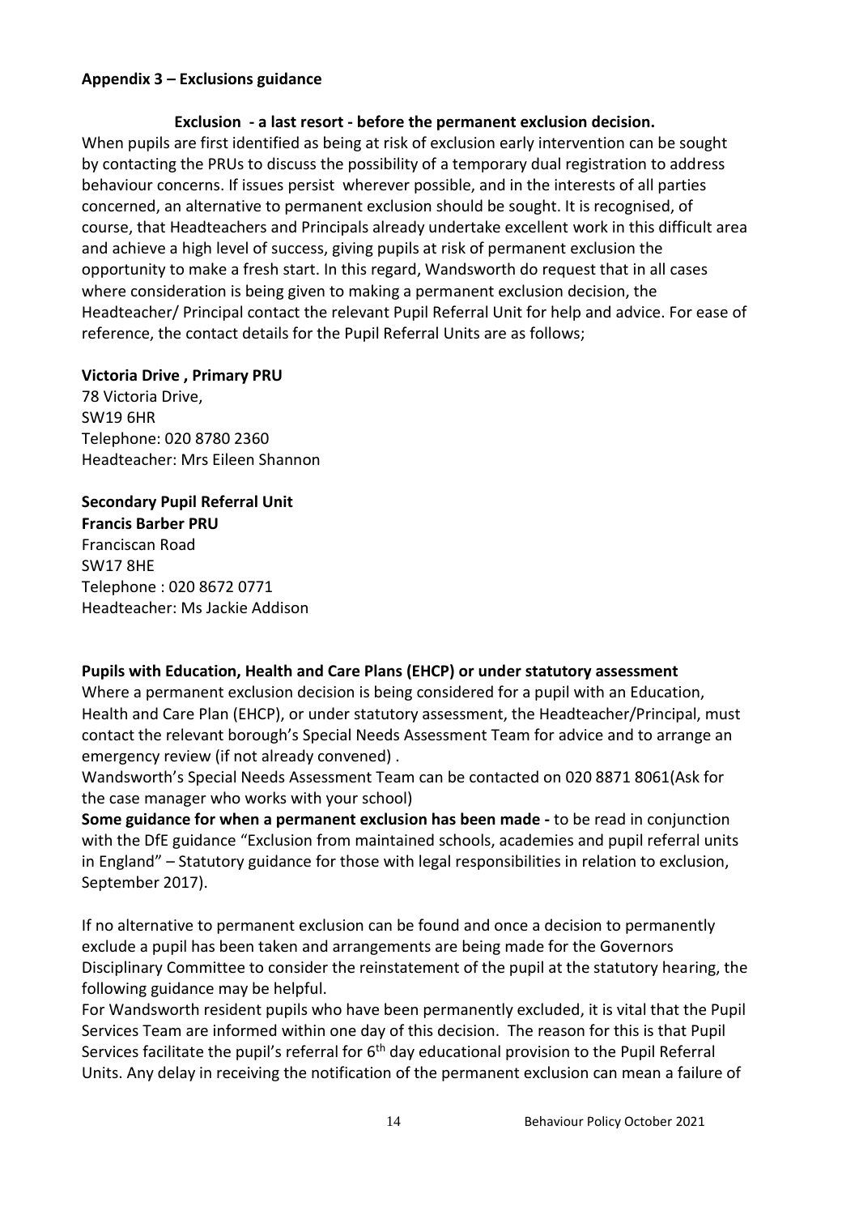**Appendix 3 – Exclusions guidance**

**Exclusion - a last resort - before the permanent exclusion decision.**

When pupils are first identified as being at risk of exclusion early intervention can be sought by contacting the PRUs to discuss the possibility of a temporary dual registration to address behaviour concerns. If issues persist wherever possible, and in the interests of all parties concerned, an alternative to permanent exclusion should be sought. It is recognised, of course, that Headteachers and Principals already undertake excellent work in this difficult area and achieve a high level of success, giving pupils at risk of permanent exclusion the opportunity to make a fresh start. In this regard, Wandsworth do request that in all cases where consideration is being given to making a permanent exclusion decision, the Headteacher/ Principal contact the relevant Pupil Referral Unit for help and advice. For ease of reference, the contact details for the Pupil Referral Units are as follows;

**Victoria Drive , Primary PRU**
78 Victoria Drive,
SW19 6HR
Telephone: 020 8780 2360
Headteacher: Mrs Eileen Shannon

**Secondary Pupil Referral Unit**
**Francis Barber PRU**
Franciscan Road
SW17 8HE
Telephone : 020 8672 0771
Headteacher: Ms Jackie Addison

**Pupils with Education, Health and Care Plans (EHCP) or under statutory assessment**

Where a permanent exclusion decision is being considered for a pupil with an Education, Health and Care Plan (EHCP), or under statutory assessment, the Headteacher/Principal, must contact the relevant borough's Special Needs Assessment Team for advice and to arrange an emergency review (if not already convened) .

Wandsworth's Special Needs Assessment Team can be contacted on 020 8871 8061(Ask for the case manager who works with your school)

**Some guidance for when a permanent exclusion has been made -** to be read in conjunction with the DfE guidance "Exclusion from maintained schools, academies and pupil referral units in England" – Statutory guidance for those with legal responsibilities in relation to exclusion, September 2017).

If no alternative to permanent exclusion can be found and once a decision to permanently exclude a pupil has been taken and arrangements are being made for the Governors Disciplinary Committee to consider the reinstatement of the pupil at the statutory hearing, the following guidance may be helpful.

For Wandsworth resident pupils who have been permanently excluded, it is vital that the Pupil Services Team are informed within one day of this decision. The reason for this is that Pupil Services facilitate the pupil's referral for 6th day educational provision to the Pupil Referral Units. Any delay in receiving the notification of the permanent exclusion can mean a failure of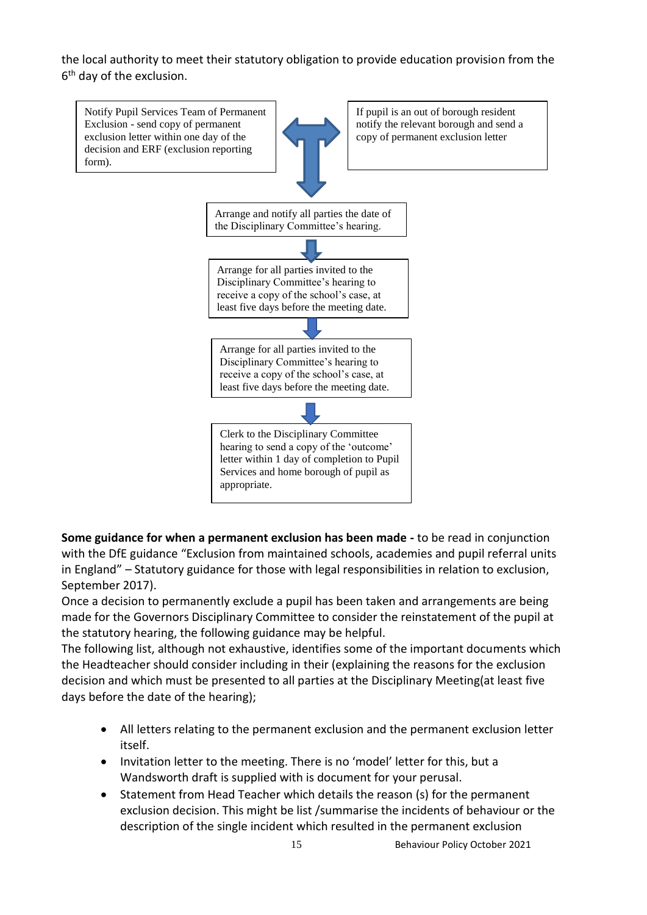the local authority to meet their statutory obligation to provide education provision from the 6th day of the exclusion.

Notify Pupil Services Team of Permanent Exclusion - send copy of permanent exclusion letter within one day of the decision and ERF (exclusion reporting form).

If pupil is an out of borough resident notify the relevant borough and send a copy of permanent exclusion letter

Arrange and notify all parties the date of the Disciplinary Committee's hearing.

Arrange for all parties invited to the Disciplinary Committee's hearing to receive a copy of the school's case, at least five days before the meeting date.

Arrange for all parties invited to the Disciplinary Committee's hearing to receive a copy of the school's case, at least five days before the meeting date.

Clerk to the Disciplinary Committee hearing to send a copy of the 'outcome' letter within 1 day of completion to Pupil Services and home borough of pupil as appropriate.

**Some guidance for when a permanent exclusion has been made -** to be read in conjunction with the DfE guidance "Exclusion from maintained schools, academies and pupil referral units in England" – Statutory guidance for those with legal responsibilities in relation to exclusion, September 2017).

Once a decision to permanently exclude a pupil has been taken and arrangements are being made for the Governors Disciplinary Committee to consider the reinstatement of the pupil at the statutory hearing, the following guidance may be helpful.

The following list, although not exhaustive, identifies some of the important documents which the Headteacher should consider including in their (explaining the reasons for the exclusion decision and which must be presented to all parties at the Disciplinary Meeting(at least five days before the date of the hearing);

- All letters relating to the permanent exclusion and the permanent exclusion letter itself.
- Invitation letter to the meeting. There is no 'model' letter for this, but a Wandsworth draft is supplied with is document for your perusal.
- Statement from Head Teacher which details the reason (s) for the permanent exclusion decision. This might be list /summarise the incidents of behaviour or the description of the single incident which resulted in the permanent exclusion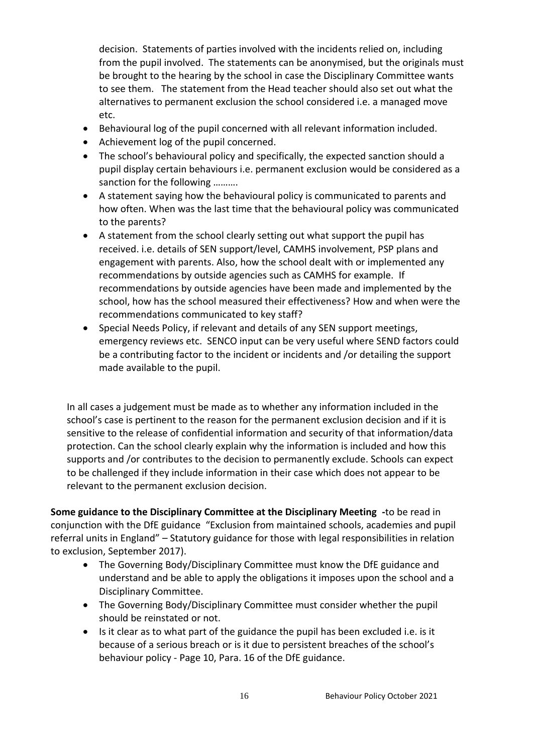decision. Statements of parties involved with the incidents relied on, including from the pupil involved. The statements can be anonymised, but the originals must be brought to the hearing by the school in case the Disciplinary Committee wants to see them. The statement from the Head teacher should also set out what the alternatives to permanent exclusion the school considered i.e. a managed move etc.

- Behavioural log of the pupil concerned with all relevant information included.
- Achievement log of the pupil concerned.
- The school's behavioural policy and specifically, the expected sanction should a pupil display certain behaviours i.e. permanent exclusion would be considered as a sanction for the following ……….
- A statement saying how the behavioural policy is communicated to parents and how often. When was the last time that the behavioural policy was communicated to the parents?
- A statement from the school clearly setting out what support the pupil has received. i.e. details of SEN support/level, CAMHS involvement, PSP plans and engagement with parents. Also, how the school dealt with or implemented any recommendations by outside agencies such as CAMHS for example. If recommendations by outside agencies have been made and implemented by the school, how has the school measured their effectiveness? How and when were the recommendations communicated to key staff?
- Special Needs Policy, if relevant and details of any SEN support meetings, emergency reviews etc. SENCO input can be very useful where SEND factors could be a contributing factor to the incident or incidents and /or detailing the support made available to the pupil.

In all cases a judgement must be made as to whether any information included in the school's case is pertinent to the reason for the permanent exclusion decision and if it is sensitive to the release of confidential information and security of that information/data protection. Can the school clearly explain why the information is included and how this supports and /or contributes to the decision to permanently exclude. Schools can expect to be challenged if they include information in their case which does not appear to be relevant to the permanent exclusion decision.

**Some guidance to the Disciplinary Committee at the Disciplinary Meeting -**to be read in conjunction with the DfE guidance "Exclusion from maintained schools, academies and pupil referral units in England" – Statutory guidance for those with legal responsibilities in relation to exclusion, September 2017).

- The Governing Body/Disciplinary Committee must know the DfE guidance and understand and be able to apply the obligations it imposes upon the school and a Disciplinary Committee.
- The Governing Body/Disciplinary Committee must consider whether the pupil should be reinstated or not.
- Is it clear as to what part of the guidance the pupil has been excluded i.e. is it because of a serious breach or is it due to persistent breaches of the school's behaviour policy - Page 10, Para. 16 of the DfE guidance.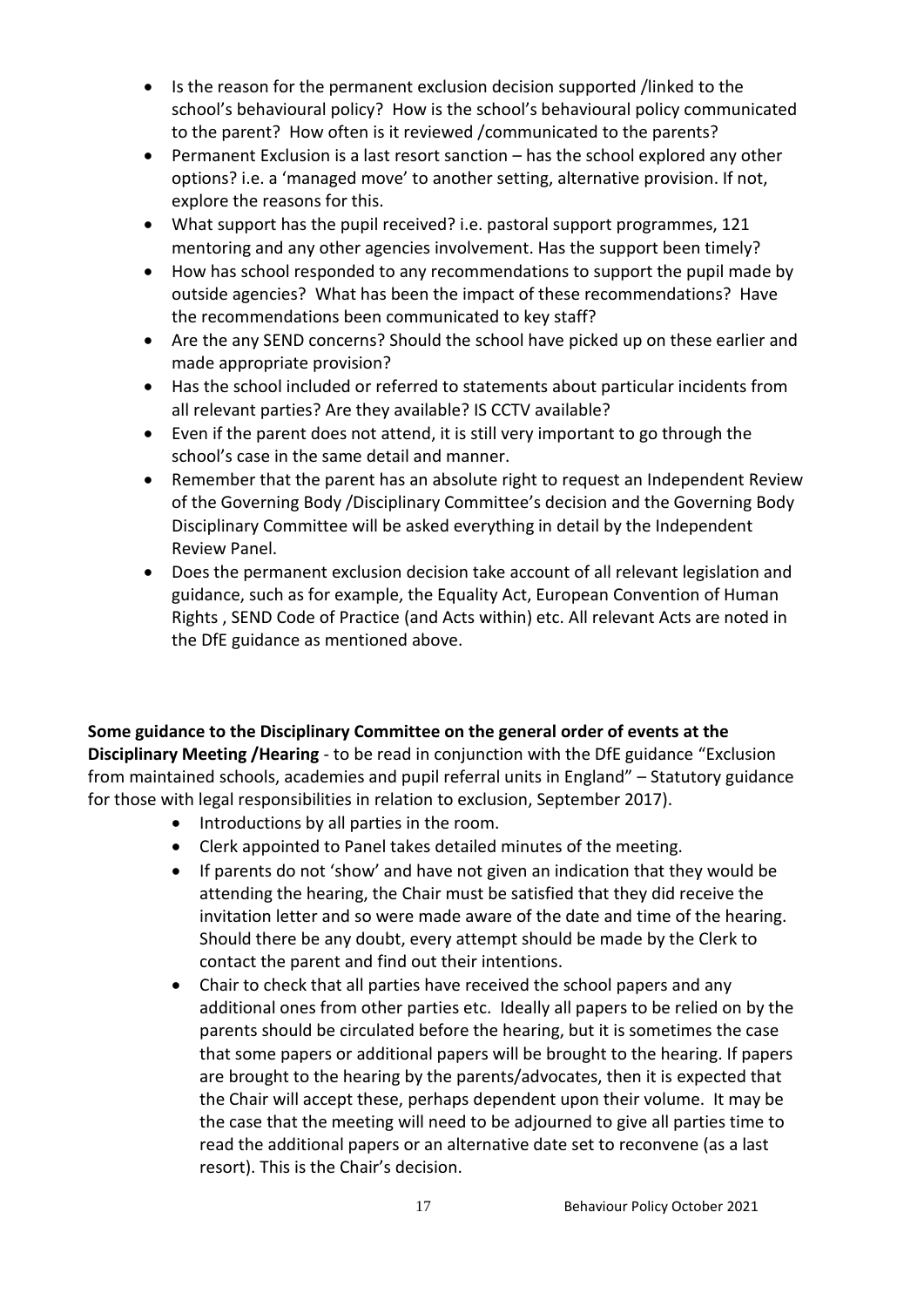- Is the reason for the permanent exclusion decision supported /linked to the school's behavioural policy? How is the school's behavioural policy communicated to the parent? How often is it reviewed /communicated to the parents?
- Permanent Exclusion is a last resort sanction – has the school explored any other options? i.e. a 'managed move' to another setting, alternative provision. If not, explore the reasons for this.
- What support has the pupil received? i.e. pastoral support programmes, 121 mentoring and any other agencies involvement. Has the support been timely?
- How has school responded to any recommendations to support the pupil made by outside agencies? What has been the impact of these recommendations? Have the recommendations been communicated to key staff?
- Are the any SEND concerns? Should the school have picked up on these earlier and made appropriate provision?
- Has the school included or referred to statements about particular incidents from all relevant parties? Are they available? IS CCTV available?
- Even if the parent does not attend, it is still very important to go through the school's case in the same detail and manner.
- Remember that the parent has an absolute right to request an Independent Review of the Governing Body /Disciplinary Committee's decision and the Governing Body Disciplinary Committee will be asked everything in detail by the Independent Review Panel.
- Does the permanent exclusion decision take account of all relevant legislation and guidance, such as for example, the Equality Act, European Convention of Human Rights , SEND Code of Practice (and Acts within) etc. All relevant Acts are noted in the DfE guidance as mentioned above.

**Some guidance to the Disciplinary Committee on the general order of events at the Disciplinary Meeting /Hearing** - to be read in conjunction with the DfE guidance "Exclusion from maintained schools, academies and pupil referral units in England" – Statutory guidance for those with legal responsibilities in relation to exclusion, September 2017).

- Introductions by all parties in the room.
- Clerk appointed to Panel takes detailed minutes of the meeting.
- If parents do not 'show' and have not given an indication that they would be attending the hearing, the Chair must be satisfied that they did receive the invitation letter and so were made aware of the date and time of the hearing. Should there be any doubt, every attempt should be made by the Clerk to contact the parent and find out their intentions.
- Chair to check that all parties have received the school papers and any additional ones from other parties etc. Ideally all papers to be relied on by the parents should be circulated before the hearing, but it is sometimes the case that some papers or additional papers will be brought to the hearing. If papers are brought to the hearing by the parents/advocates, then it is expected that the Chair will accept these, perhaps dependent upon their volume. It may be the case that the meeting will need to be adjourned to give all parties time to read the additional papers or an alternative date set to reconvene (as a last resort). This is the Chair's decision.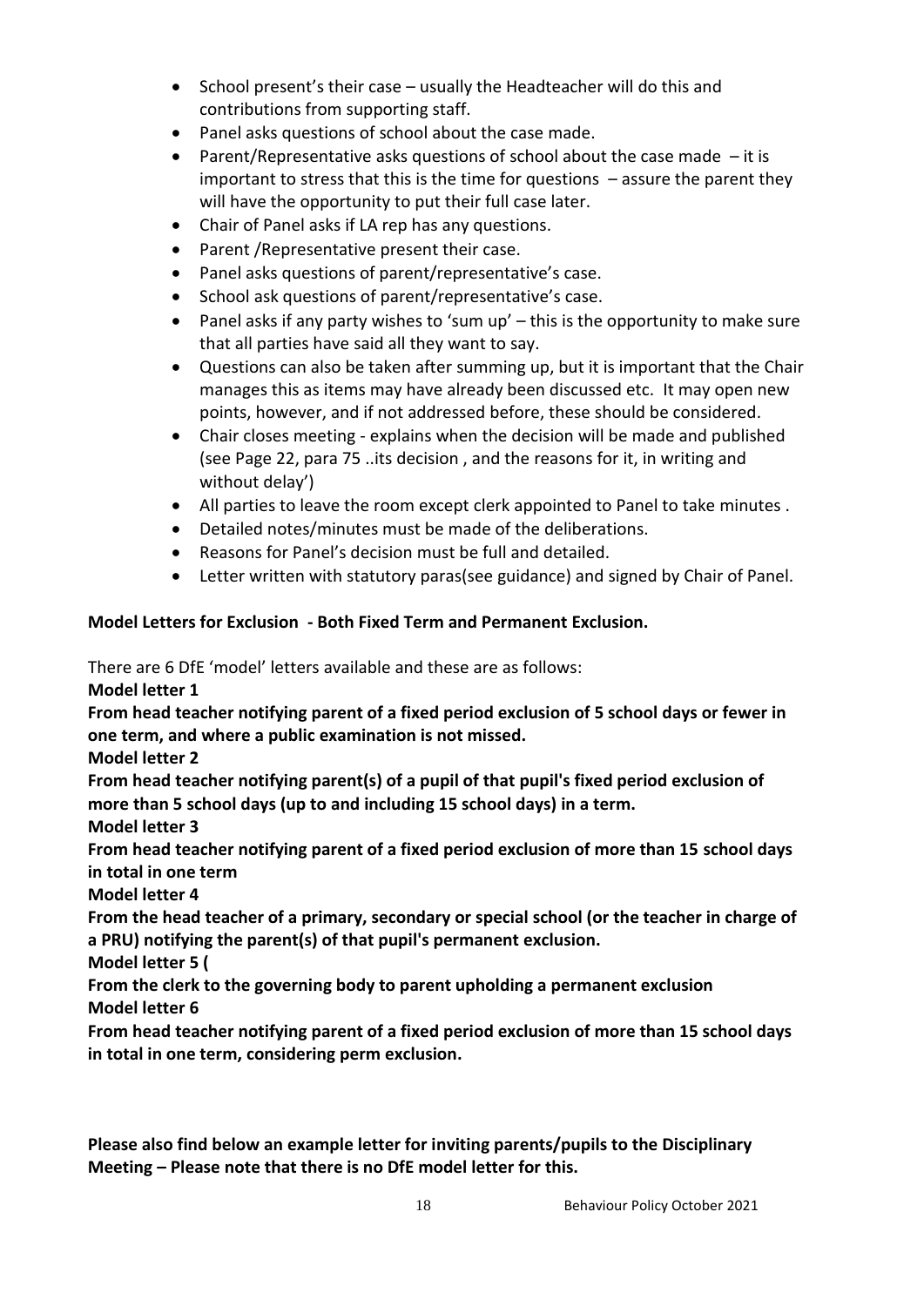- School present's their case – usually the Headteacher will do this and contributions from supporting staff.
- Panel asks questions of school about the case made.
- Parent/Representative asks questions of school about the case made – it is important to stress that this is the time for questions – assure the parent they will have the opportunity to put their full case later.
- Chair of Panel asks if LA rep has any questions.
- Parent /Representative present their case.
- Panel asks questions of parent/representative's case.
- School ask questions of parent/representative's case.
- Panel asks if any party wishes to 'sum up' – this is the opportunity to make sure that all parties have said all they want to say.
- Questions can also be taken after summing up, but it is important that the Chair manages this as items may have already been discussed etc. It may open new points, however, and if not addressed before, these should be considered.
- Chair closes meeting - explains when the decision will be made and published (see Page 22, para 75 ..its decision , and the reasons for it, in writing and without delay')
- All parties to leave the room except clerk appointed to Panel to take minutes .
- Detailed notes/minutes must be made of the deliberations.
- Reasons for Panel's decision must be full and detailed.
- Letter written with statutory paras(see guidance) and signed by Chair of Panel.

**Model Letters for Exclusion - Both Fixed Term and Permanent Exclusion.**

There are 6 DfE 'model' letters available and these are as follows:

**Model letter 1**

**From head teacher notifying parent of a fixed period exclusion of 5 school days or fewer in one term, and where a public examination is not missed.**

**Model letter 2**

**From head teacher notifying parent(s) of a pupil of that pupil's fixed period exclusion of more than 5 school days (up to and including 15 school days) in a term.**

**Model letter 3**

**From head teacher notifying parent of a fixed period exclusion of more than 15 school days in total in one term**

**Model letter 4**

**From the head teacher of a primary, secondary or special school (or the teacher in charge of a PRU) notifying the parent(s) of that pupil's permanent exclusion.**

**Model letter 5 (**

**From the clerk to the governing body to parent upholding a permanent exclusion**

**Model letter 6**

**From head teacher notifying parent of a fixed period exclusion of more than 15 school days in total in one term, considering perm exclusion.**

**Please also find below an example letter for inviting parents/pupils to the Disciplinary Meeting – Please note that there is no DfE model letter for this.**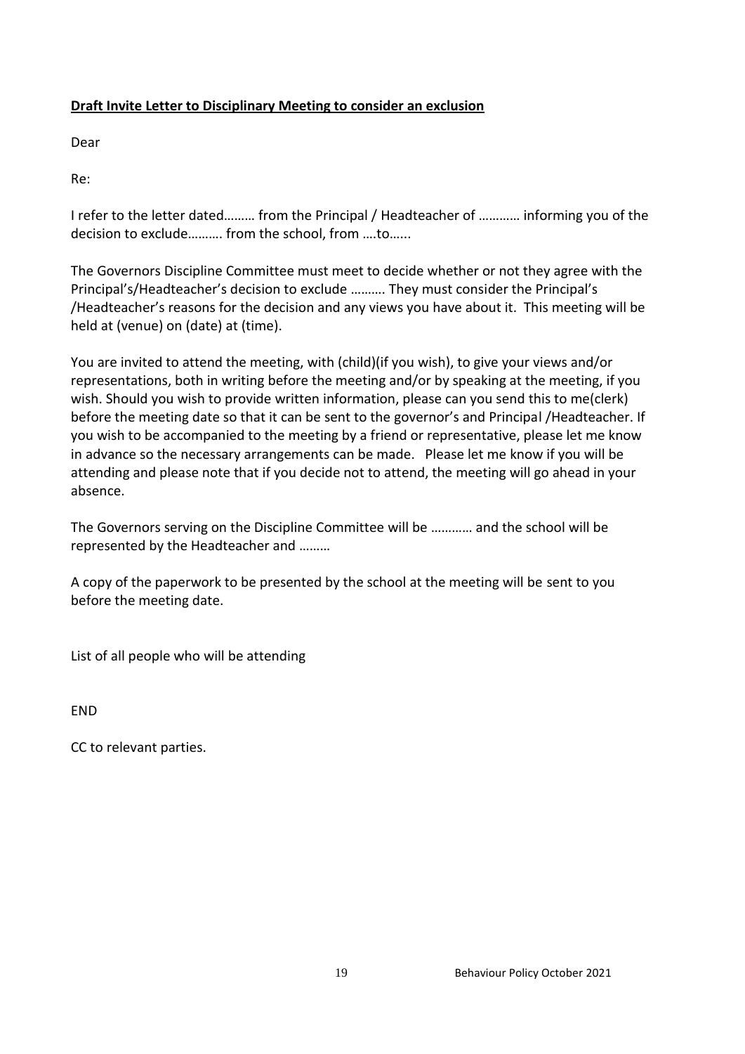**Draft Invite Letter to Disciplinary Meeting to consider an exclusion**

Dear

Re:

I refer to the letter dated……… from the Principal / Headteacher of ………… informing you of the decision to exclude………. from the school, from ….to…...

The Governors Discipline Committee must meet to decide whether or not they agree with the Principal's/Headteacher's decision to exclude ………. They must consider the Principal's /Headteacher's reasons for the decision and any views you have about it. This meeting will be held at (venue) on (date) at (time).

You are invited to attend the meeting, with (child)(if you wish), to give your views and/or representations, both in writing before the meeting and/or by speaking at the meeting, if you wish. Should you wish to provide written information, please can you send this to me(clerk) before the meeting date so that it can be sent to the governor's and Principal /Headteacher. If you wish to be accompanied to the meeting by a friend or representative, please let me know in advance so the necessary arrangements can be made. Please let me know if you will be attending and please note that if you decide not to attend, the meeting will go ahead in your absence.

The Governors serving on the Discipline Committee will be ………… and the school will be represented by the Headteacher and ………

A copy of the paperwork to be presented by the school at the meeting will be sent to you before the meeting date.

List of all people who will be attending

END

CC to relevant parties.